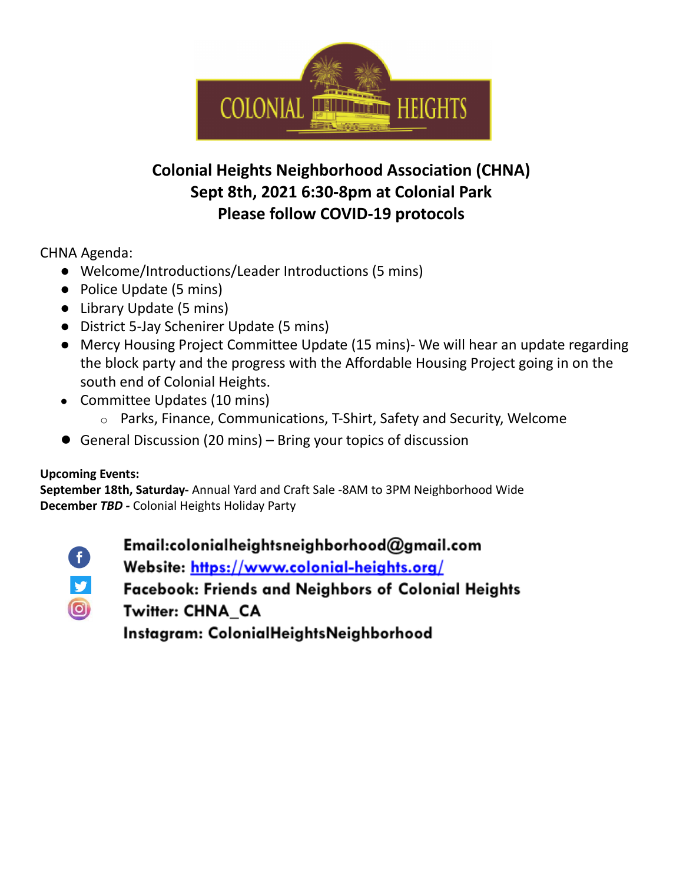COLONIAL HEIGHTS

# Colonial Heights Neighborhood Association (CHNA)
## Sept 8th, 2021 6:30-8pm at Colonial Park
## Please follow COVID-19 protocols

CHNA Agenda:

- Welcome/Introductions/Leader Introductions (5 mins)
- Police Update (5 mins)
- Library Update (5 mins)
- District 5-Jay Schenirer Update (5 mins)
- Mercy Housing Project Committee Update (15 mins)- We will hear an update regarding the block party and the progress with the Affordable Housing Project going in on the south end of Colonial Heights.
- Committee Updates (10 mins)
  - Parks, Finance, Communications, T-Shirt, Safety and Security, Welcome
- General Discussion (20 mins) – Bring your topics of discussion

**Upcoming Events:**

**September 18th, Saturday-** Annual Yard and Craft Sale -8AM to 3PM Neighborhood Wide

**December *TBD* -** Colonial Heights Holiday Party

**Email:colonialheightsneighborhood@gmail.com**

**Website: [https://www.colonial-heights.org/](https://www.colonial-heights.org/)**

**Facebook: Friends and Neighbors of Colonial Heights**

**Twitter: CHNA_CA**

**Instagram: ColonialHeightsNeighborhood**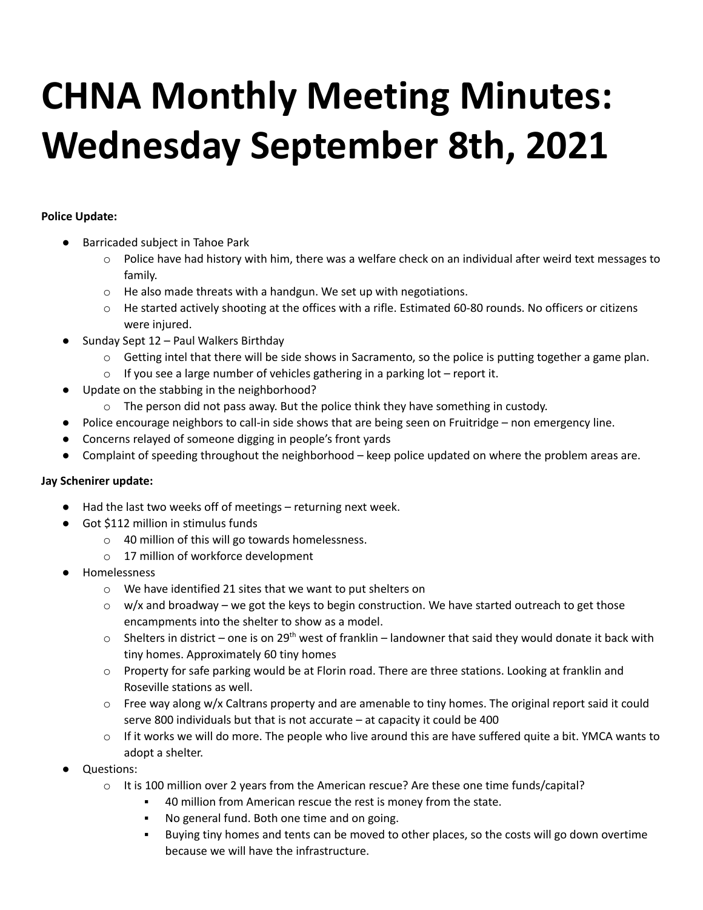# CHNA Monthly Meeting Minutes: Wednesday September 8th, 2021

**Police Update:**

- Barricaded subject in Tahoe Park
    - Police have had history with him, there was a welfare check on an individual after weird text messages to family.
    - He also made threats with a handgun. We set up with negotiations.
    - He started actively shooting at the offices with a rifle. Estimated 60-80 rounds. No officers or citizens were injured.
- Sunday Sept 12 – Paul Walkers Birthday
    - Getting intel that there will be side shows in Sacramento, so the police is putting together a game plan.
    - If you see a large number of vehicles gathering in a parking lot – report it.
- Update on the stabbing in the neighborhood?
    - The person did not pass away. But the police think they have something in custody.
- Police encourage neighbors to call-in side shows that are being seen on Fruitridge – non emergency line.
- Concerns relayed of someone digging in people's front yards
- Complaint of speeding throughout the neighborhood – keep police updated on where the problem areas are.

**Jay Schenirer update:**

- Had the last two weeks off of meetings – returning next week.
- Got $112 million in stimulus funds
    - 40 million of this will go towards homelessness.
    - 17 million of workforce development
- Homelessness
    - We have identified 21 sites that we want to put shelters on
    - w/x and broadway – we got the keys to begin construction. We have started outreach to get those encampments into the shelter to show as a model.
    - Shelters in district – one is on 29th west of franklin – landowner that said they would donate it back with tiny homes. Approximately 60 tiny homes
    - Property for safe parking would be at Florin road. There are three stations. Looking at franklin and Roseville stations as well.
    - Free way along w/x Caltrans property and are amenable to tiny homes. The original report said it could serve 800 individuals but that is not accurate – at capacity it could be 400
    - If it works we will do more. The people who live around this are have suffered quite a bit. YMCA wants to adopt a shelter.
- Questions:
    - It is 100 million over 2 years from the American rescue? Are these one time funds/capital?
        - 40 million from American rescue the rest is money from the state.
        - No general fund. Both one time and on going.
        - Buying tiny homes and tents can be moved to other places, so the costs will go down overtime because we will have the infrastructure.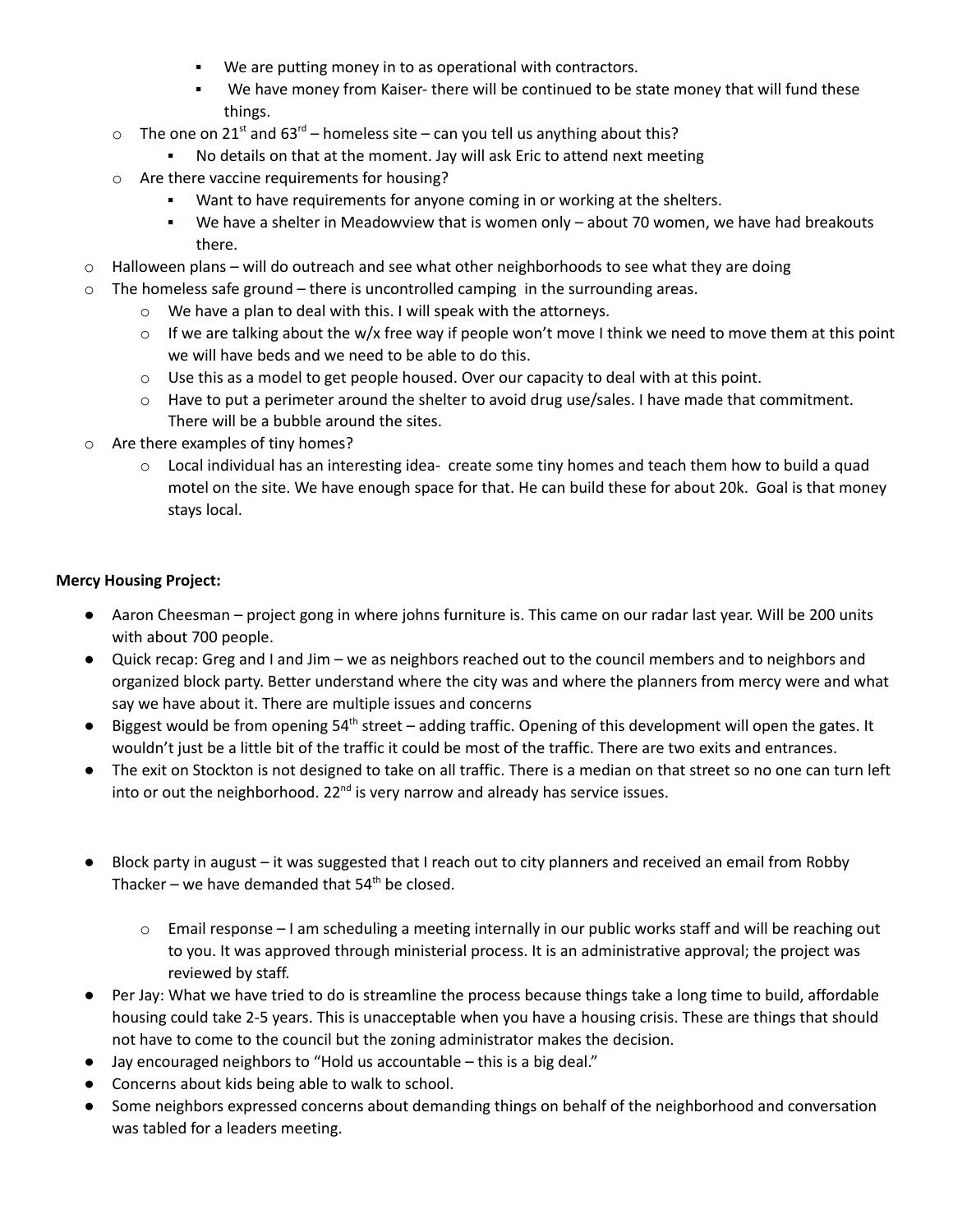- We are putting money in to as operational with contractors.
        - We have money from Kaiser- there will be continued to be state money that will fund these things.
    - The one on 21st and 63rd – homeless site – can you tell us anything about this?
        - No details on that at the moment. Jay will ask Eric to attend next meeting
    - Are there vaccine requirements for housing?
        - Want to have requirements for anyone coming in or working at the shelters.
        - We have a shelter in Meadowview that is women only – about 70 women, we have had breakouts there.
- Halloween plans – will do outreach and see what other neighborhoods to see what they are doing
- The homeless safe ground – there is uncontrolled camping in the surrounding areas.
    - We have a plan to deal with this. I will speak with the attorneys.
    - If we are talking about the w/x free way if people won't move I think we need to move them at this point we will have beds and we need to be able to do this.
    - Use this as a model to get people housed. Over our capacity to deal with at this point.
    - Have to put a perimeter around the shelter to avoid drug use/sales. I have made that commitment. There will be a bubble around the sites.
- Are there examples of tiny homes?
    - Local individual has an interesting idea- create some tiny homes and teach them how to build a quad motel on the site. We have enough space for that. He can build these for about 20k. Goal is that money stays local.

**Mercy Housing Project:**

- Aaron Cheesman – project gong in where johns furniture is. This came on our radar last year. Will be 200 units with about 700 people.
- Quick recap: Greg and I and Jim – we as neighbors reached out to the council members and to neighbors and organized block party. Better understand where the city was and where the planners from mercy were and what say we have about it. There are multiple issues and concerns
- Biggest would be from opening 54th street – adding traffic. Opening of this development will open the gates. It wouldn't just be a little bit of the traffic it could be most of the traffic. There are two exits and entrances.
- The exit on Stockton is not designed to take on all traffic. There is a median on that street so no one can turn left into or out the neighborhood. 22nd is very narrow and already has service issues.

- Block party in august – it was suggested that I reach out to city planners and received an email from Robby Thacker – we have demanded that 54th be closed.
    - Email response – I am scheduling a meeting internally in our public works staff and will be reaching out to you. It was approved through ministerial process. It is an administrative approval; the project was reviewed by staff.
- Per Jay: What we have tried to do is streamline the process because things take a long time to build, affordable housing could take 2-5 years. This is unacceptable when you have a housing crisis. These are things that should not have to come to the council but the zoning administrator makes the decision.
- Jay encouraged neighbors to "Hold us accountable – this is a big deal."
- Concerns about kids being able to walk to school.
- Some neighbors expressed concerns about demanding things on behalf of the neighborhood and conversation was tabled for a leaders meeting.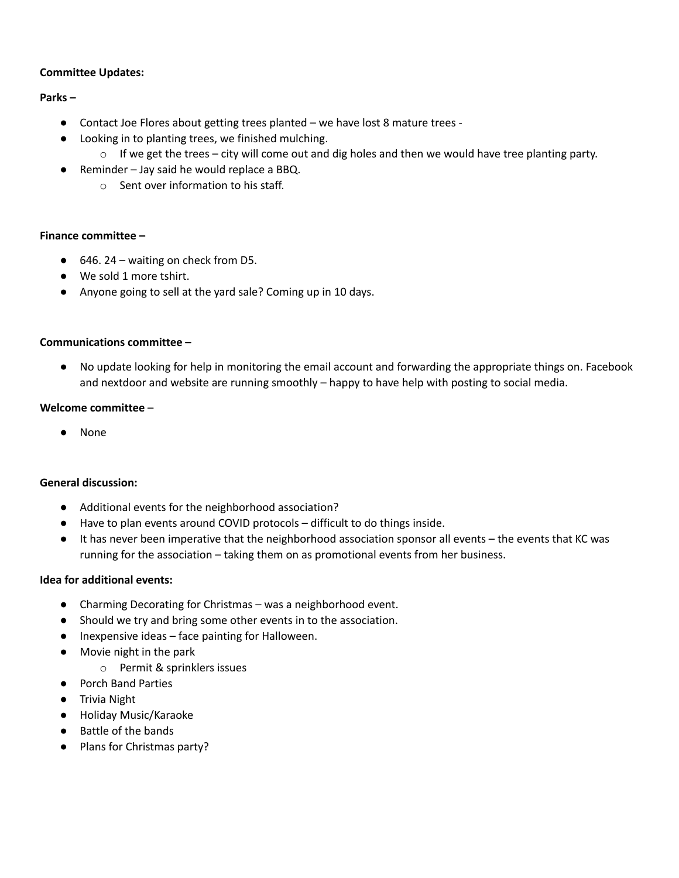**Committee Updates:**

**Parks –**

- Contact Joe Flores about getting trees planted – we have lost 8 mature trees -
- Looking in to planting trees, we finished mulching.
    - If we get the trees – city will come out and dig holes and then we would have tree planting party.
- Reminder – Jay said he would replace a BBQ.
    - Sent over information to his staff.

**Finance committee –**

- 646. 24 – waiting on check from D5.
- We sold 1 more tshirt.
- Anyone going to sell at the yard sale? Coming up in 10 days.

**Communications committee –**

- No update looking for help in monitoring the email account and forwarding the appropriate things on. Facebook and nextdoor and website are running smoothly – happy to have help with posting to social media.

**Welcome committee** –

- None

**General discussion:**

- Additional events for the neighborhood association?
- Have to plan events around COVID protocols – difficult to do things inside.
- It has never been imperative that the neighborhood association sponsor all events – the events that KC was running for the association – taking them on as promotional events from her business.

**Idea for additional events:**

- Charming Decorating for Christmas – was a neighborhood event.
- Should we try and bring some other events in to the association.
- Inexpensive ideas – face painting for Halloween.
- Movie night in the park
    - Permit & sprinklers issues
- Porch Band Parties
- Trivia Night
- Holiday Music/Karaoke
- Battle of the bands
- Plans for Christmas party?